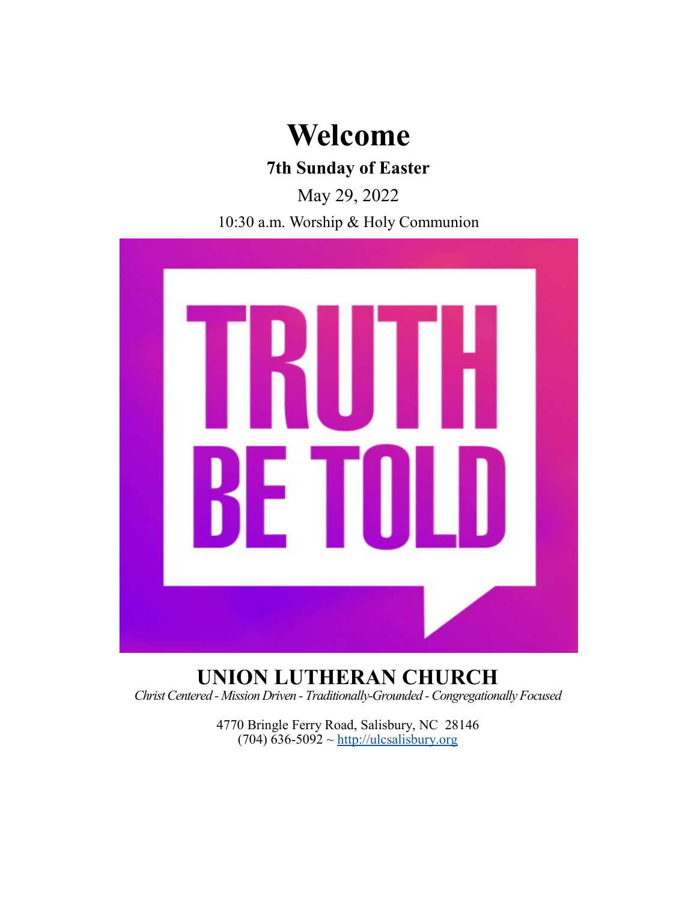# Welcome

## 7th Sunday of Easter

May 29, 2022

10:30 a.m. Worship & Holy Communion

TRUTH BE TOLD

## UNION LUTHERAN CHURCH

*Christ Centered - Mission Driven - Traditionally-Grounded - Congregationally Focused*

4770 Bringle Ferry Road, Salisbury, NC 28146
(704) 636-5092 ~ http://ulcsalisbury.org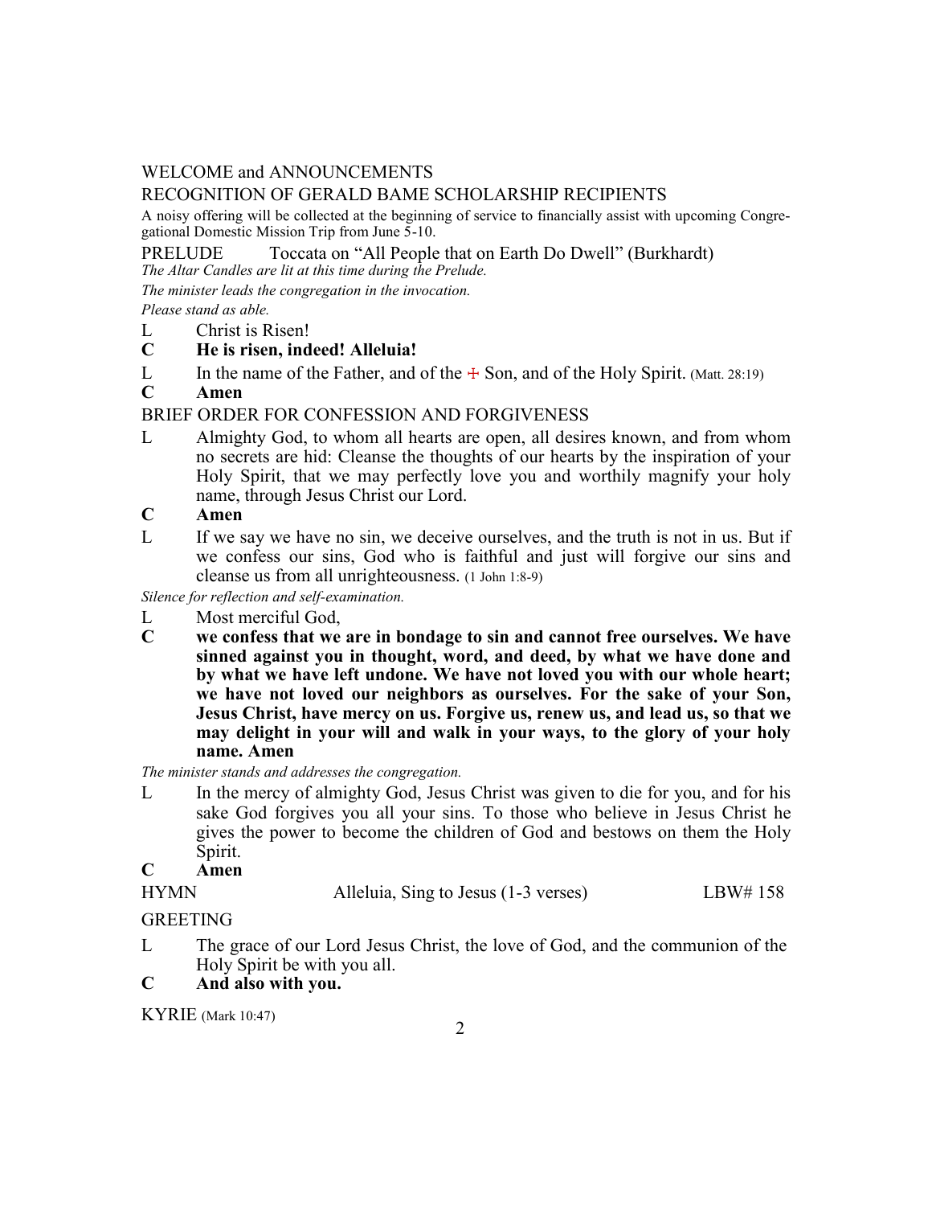WELCOME and ANNOUNCEMENTS

RECOGNITION OF GERALD BAME SCHOLARSHIP RECIPIENTS

A noisy offering will be collected at the beginning of service to financially assist with upcoming Congregational Domestic Mission Trip from June 5-10.

PRELUDE Toccata on "All People that on Earth Do Dwell" (Burkhardt)

*The Altar Candles are lit at this time during the Prelude.*

*The minister leads the congregation in the invocation.*

*Please stand as able.*

L Christ is Risen!

**C He is risen, indeed! Alleluia!**

L In the name of the Father, and of the ☩ Son, and of the Holy Spirit. (Matt. 28:19)

**C Amen**

BRIEF ORDER FOR CONFESSION AND FORGIVENESS

L Almighty God, to whom all hearts are open, all desires known, and from whom no secrets are hid: Cleanse the thoughts of our hearts by the inspiration of your Holy Spirit, that we may perfectly love you and worthily magnify your holy name, through Jesus Christ our Lord.

**C Amen**

L If we say we have no sin, we deceive ourselves, and the truth is not in us. But if we confess our sins, God who is faithful and just will forgive our sins and cleanse us from all unrighteousness. (1 John 1:8-9)

*Silence for reflection and self-examination.*

L Most merciful God,

**C we confess that we are in bondage to sin and cannot free ourselves. We have sinned against you in thought, word, and deed, by what we have done and by what we have left undone. We have not loved you with our whole heart; we have not loved our neighbors as ourselves. For the sake of your Son, Jesus Christ, have mercy on us. Forgive us, renew us, and lead us, so that we may delight in your will and walk in your ways, to the glory of your holy name. Amen**

*The minister stands and addresses the congregation.*

L In the mercy of almighty God, Jesus Christ was given to die for you, and for his sake God forgives you all your sins. To those who believe in Jesus Christ he gives the power to become the children of God and bestows on them the Holy Spirit.

**C Amen**

HYMN Alleluia, Sing to Jesus (1-3 verses) LBW# 158

GREETING

L The grace of our Lord Jesus Christ, the love of God, and the communion of the Holy Spirit be with you all.

**C And also with you.**

KYRIE (Mark 10:47)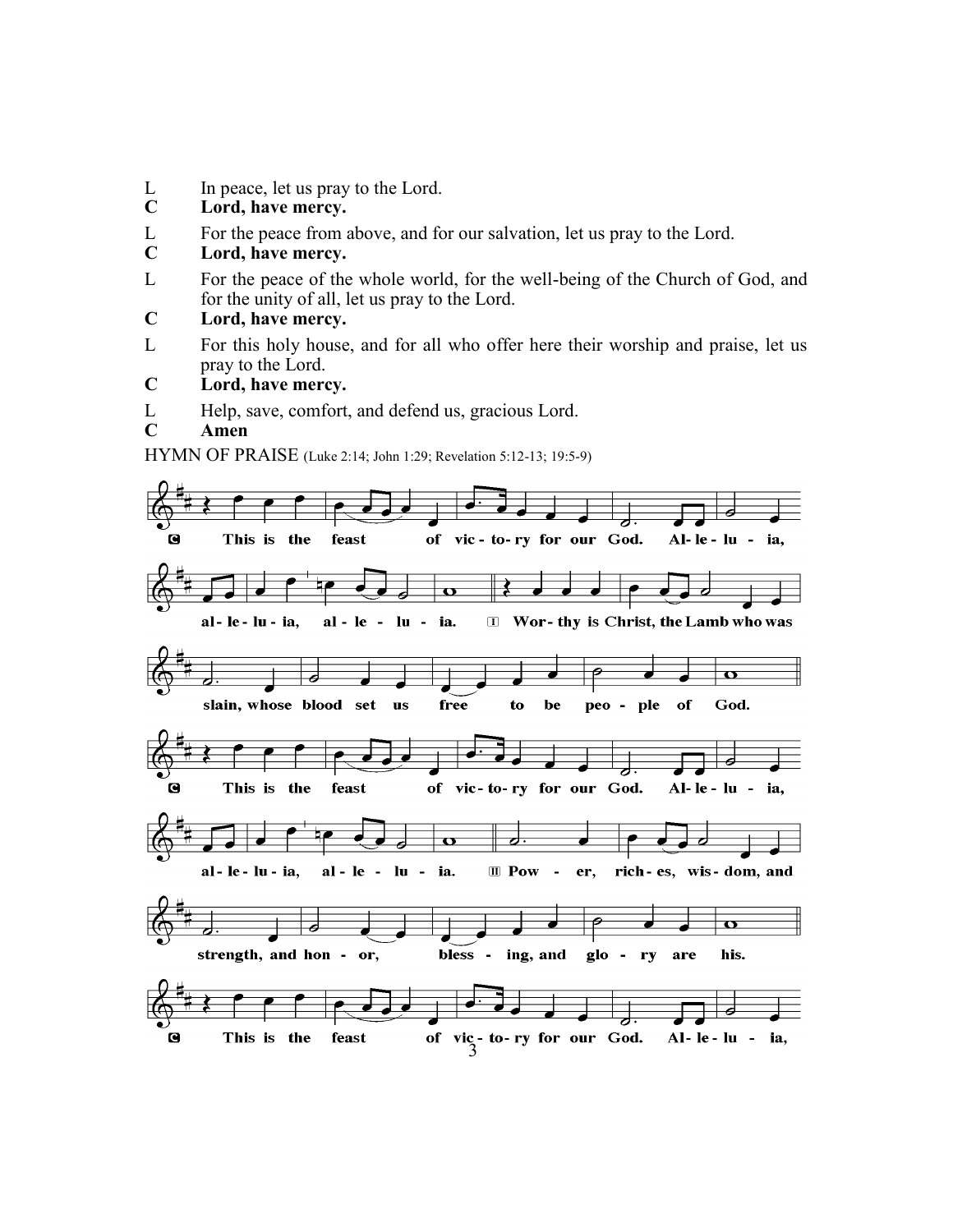L In peace, let us pray to the Lord.

**C Lord, have mercy.**

L For the peace from above, and for our salvation, let us pray to the Lord.

**C Lord, have mercy.**

L For the peace of the whole world, for the well-being of the Church of God, and for the unity of all, let us pray to the Lord.

**C Lord, have mercy.**

L For this holy house, and for all who offer here their worship and praise, let us pray to the Lord.

**C Lord, have mercy.**

L Help, save, comfort, and defend us, gracious Lord.

**C Amen**

HYMN OF PRAISE (Luke 2:14; John 1:29; Revelation 5:12-13; 19:5-9)

**C** This is the feast of victory for our God. Alleluia, alleluia, alleluia.

I Worthy is Christ, the Lamb who was slain, whose blood set us free to be people of God.

**C** This is the feast of victory for our God. Alleluia, alleluia, alleluia.

II Power, riches, wisdom, and strength, and honor, blessing, and glory are his.

**C** This is the feast of victory for our God. Alleluia,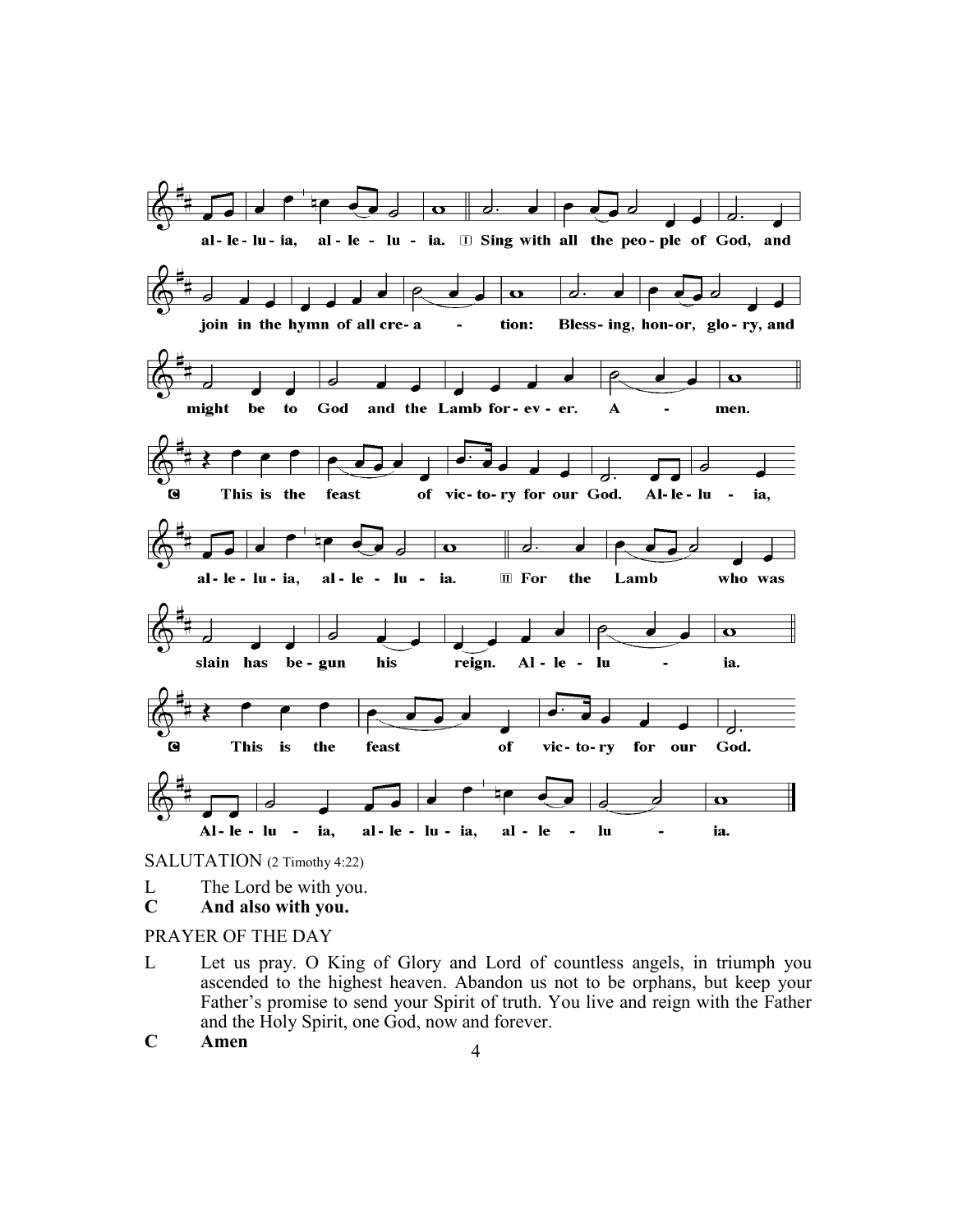al-le-lu-ia, al-le-lu-ia. ① Sing with all the peo-ple of God, and join in the hymn of all cre-a - tion: Bless-ing, hon-or, glo-ry, and might be to God and the Lamb for-ev-er. A - men.

C This is the feast of vic-to-ry for our God. Al-le-lu - ia, al-le-lu-ia, al-le - lu - ia. ② For the Lamb who was slain has be-gun his reign. Al-le-lu - ia.

C This is the feast of vic-to-ry for our God. Al-le-lu - ia, al-le-lu-ia, al-le - lu - ia.

SALUTATION (2 Timothy 4:22)

L The Lord be with you.
**C And also with you.**

PRAYER OF THE DAY

L Let us pray. O King of Glory and Lord of countless angels, in triumph you ascended to the highest heaven. Abandon us not to be orphans, but keep your Father's promise to send your Spirit of truth. You live and reign with the Father and the Holy Spirit, one God, now and forever.
**C Amen**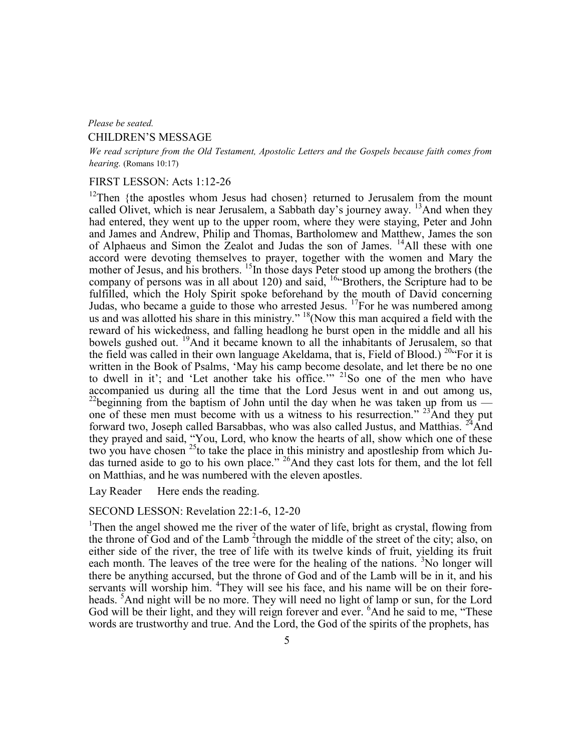*Please be seated.*

## CHILDREN'S MESSAGE

*We read scripture from the Old Testament, Apostolic Letters and the Gospels because faith comes from hearing.* (Romans 10:17)

## FIRST LESSON: Acts 1:12-26

[12]Then {the apostles whom Jesus had chosen} returned to Jerusalem from the mount called Olivet, which is near Jerusalem, a Sabbath day's journey away. [13]And when they had entered, they went up to the upper room, where they were staying, Peter and John and James and Andrew, Philip and Thomas, Bartholomew and Matthew, James the son of Alphaeus and Simon the Zealot and Judas the son of James. [14]All these with one accord were devoting themselves to prayer, together with the women and Mary the mother of Jesus, and his brothers. [15]In those days Peter stood up among the brothers (the company of persons was in all about 120) and said, [16]"Brothers, the Scripture had to be fulfilled, which the Holy Spirit spoke beforehand by the mouth of David concerning Judas, who became a guide to those who arrested Jesus. [17]For he was numbered among us and was allotted his share in this ministry." [18](Now this man acquired a field with the reward of his wickedness, and falling headlong he burst open in the middle and all his bowels gushed out. [19]And it became known to all the inhabitants of Jerusalem, so that the field was called in their own language Akeldama, that is, Field of Blood.) [20]"For it is written in the Book of Psalms, 'May his camp become desolate, and let there be no one to dwell in it'; and 'Let another take his office.'" [21]So one of the men who have accompanied us during all the time that the Lord Jesus went in and out among us, [22]beginning from the baptism of John until the day when he was taken up from us — one of these men must become with us a witness to his resurrection." [23]And they put forward two, Joseph called Barsabbas, who was also called Justus, and Matthias. [24]And they prayed and said, "You, Lord, who know the hearts of all, show which one of these two you have chosen [25]to take the place in this ministry and apostleship from which Judas turned aside to go to his own place." [26]And they cast lots for them, and the lot fell on Matthias, and he was numbered with the eleven apostles.

Lay Reader Here ends the reading.

## SECOND LESSON: Revelation 22:1-6, 12-20

[1]Then the angel showed me the river of the water of life, bright as crystal, flowing from the throne of God and of the Lamb [2]through the middle of the street of the city; also, on either side of the river, the tree of life with its twelve kinds of fruit, yielding its fruit each month. The leaves of the tree were for the healing of the nations. [3]No longer will there be anything accursed, but the throne of God and of the Lamb will be in it, and his servants will worship him. [4]They will see his face, and his name will be on their foreheads. [5]And night will be no more. They will need no light of lamp or sun, for the Lord God will be their light, and they will reign forever and ever. [6]And he said to me, "These words are trustworthy and true. And the Lord, the God of the spirits of the prophets, has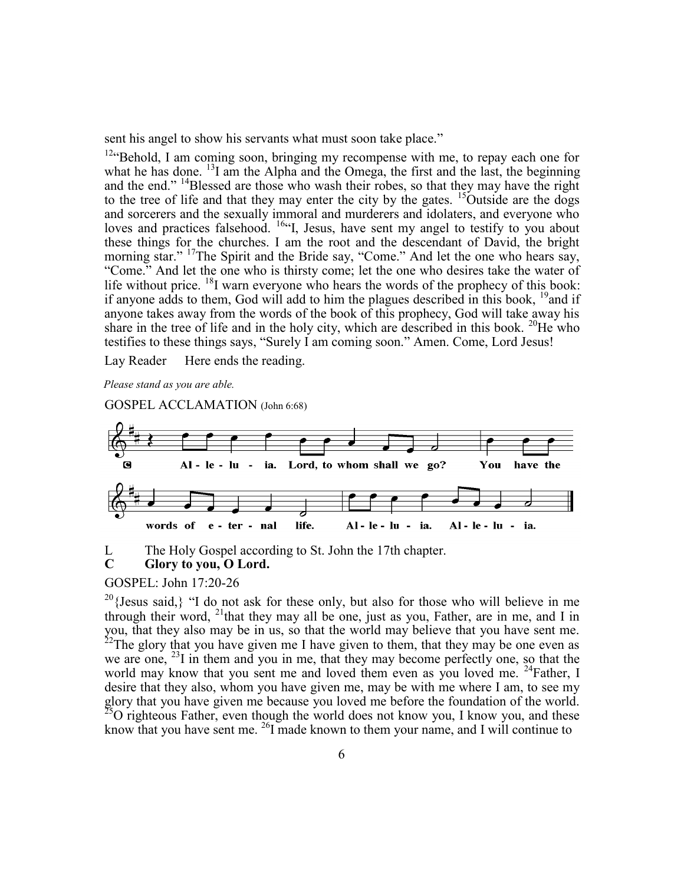sent his angel to show his servants what must soon take place."

[12]"Behold, I am coming soon, bringing my recompense with me, to repay each one for what he has done. [13]I am the Alpha and the Omega, the first and the last, the beginning and the end." [14]Blessed are those who wash their robes, so that they may have the right to the tree of life and that they may enter the city by the gates. [15]Outside are the dogs and sorcerers and the sexually immoral and murderers and idolaters, and everyone who loves and practices falsehood. [16]"I, Jesus, have sent my angel to testify to you about these things for the churches. I am the root and the descendant of David, the bright morning star." [17]The Spirit and the Bride say, "Come." And let the one who hears say, "Come." And let the one who is thirsty come; let the one who desires take the water of life without price. [18]I warn everyone who hears the words of the prophecy of this book: if anyone adds to them, God will add to him the plagues described in this book, [19]and if anyone takes away from the words of the book of this prophecy, God will take away his share in the tree of life and in the holy city, which are described in this book. [20]He who testifies to these things says, "Surely I am coming soon." Amen. Come, Lord Jesus!

Lay Reader  Here ends the reading.

*Please stand as you are able.*

GOSPEL ACCLAMATION (John 6:68)

C  Al - le - lu - ia. Lord, to whom shall we go? You have the words of e - ter - nal life. Al - le - lu - ia. Al - le - lu - ia.

L  The Holy Gospel according to St. John the 17th chapter.
**C  Glory to you, O Lord.**

GOSPEL: John 17:20-26

[20]{Jesus said,} "I do not ask for these only, but also for those who will believe in me through their word, [21]that they may all be one, just as you, Father, are in me, and I in you, that they also may be in us, so that the world may believe that you have sent me. [22]The glory that you have given me I have given to them, that they may be one even as we are one, [23]I in them and you in me, that they may become perfectly one, so that the world may know that you sent me and loved them even as you loved me. [24]Father, I desire that they also, whom you have given me, may be with me where I am, to see my glory that you have given me because you loved me before the foundation of the world. [25]O righteous Father, even though the world does not know you, I know you, and these know that you have sent me. [26]I made known to them your name, and I will continue to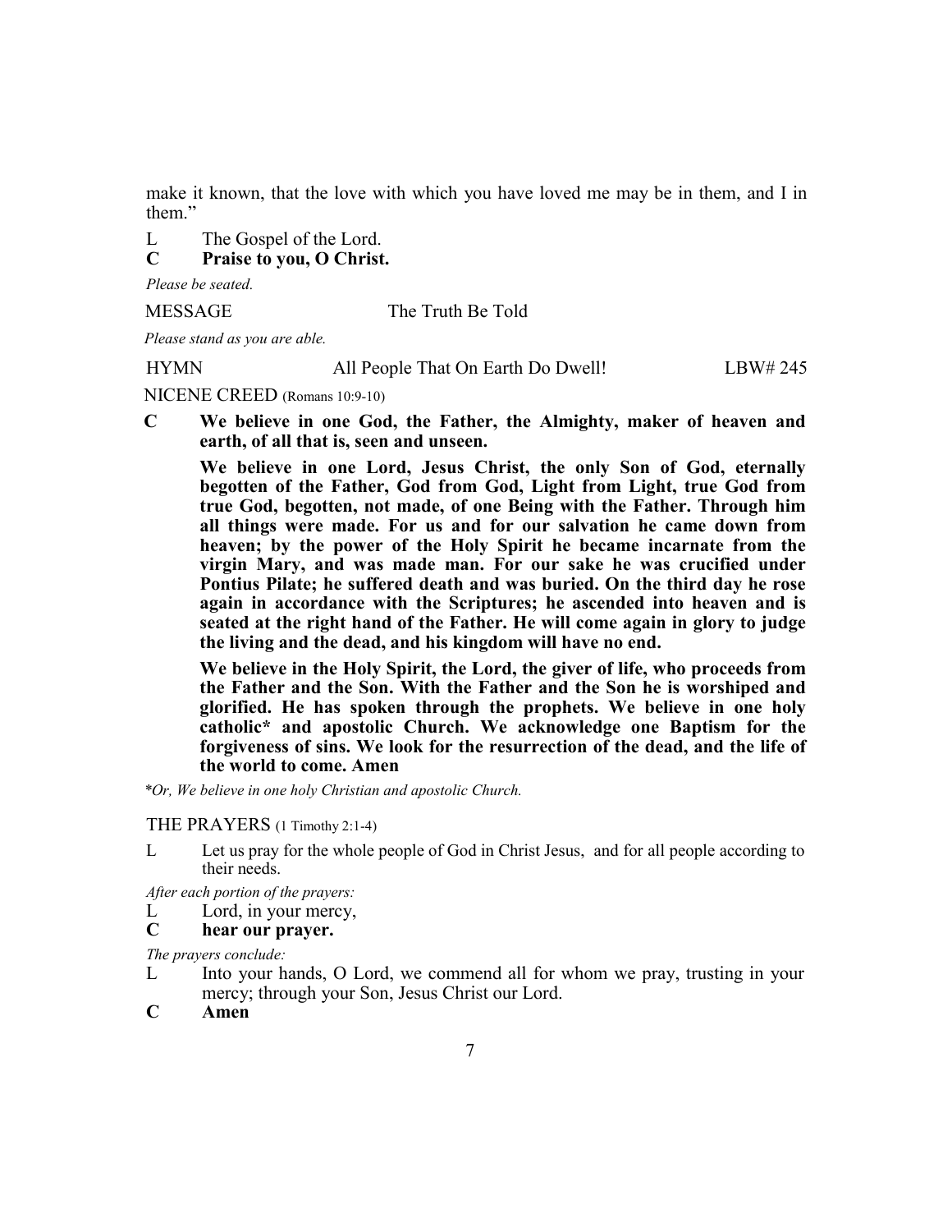make it known, that the love with which you have loved me may be in them, and I in them."

L The Gospel of the Lord.
**C Praise to you, O Christ.**

*Please be seated.*

MESSAGE The Truth Be Told

*Please stand as you are able.*

HYMN All People That On Earth Do Dwell! LBW# 245

NICENE CREED (Romans 10:9-10)

**C We believe in one God, the Father, the Almighty, maker of heaven and earth, of all that is, seen and unseen.**

**We believe in one Lord, Jesus Christ, the only Son of God, eternally begotten of the Father, God from God, Light from Light, true God from true God, begotten, not made, of one Being with the Father. Through him all things were made. For us and for our salvation he came down from heaven; by the power of the Holy Spirit he became incarnate from the virgin Mary, and was made man. For our sake he was crucified under Pontius Pilate; he suffered death and was buried. On the third day he rose again in accordance with the Scriptures; he ascended into heaven and is seated at the right hand of the Father. He will come again in glory to judge the living and the dead, and his kingdom will have no end.**

**We believe in the Holy Spirit, the Lord, the giver of life, who proceeds from the Father and the Son. With the Father and the Son he is worshiped and glorified. He has spoken through the prophets. We believe in one holy catholic* and apostolic Church. We acknowledge one Baptism for the forgiveness of sins. We look for the resurrection of the dead, and the life of the world to come. Amen**

*Or, We believe in one holy Christian and apostolic Church.*

THE PRAYERS (1 Timothy 2:1-4)

L Let us pray for the whole people of God in Christ Jesus, and for all people according to their needs.

*After each portion of the prayers:*

L Lord, in your mercy,
**C hear our prayer.**

*The prayers conclude:*

L Into your hands, O Lord, we commend all for whom we pray, trusting in your mercy; through your Son, Jesus Christ our Lord.
**C Amen**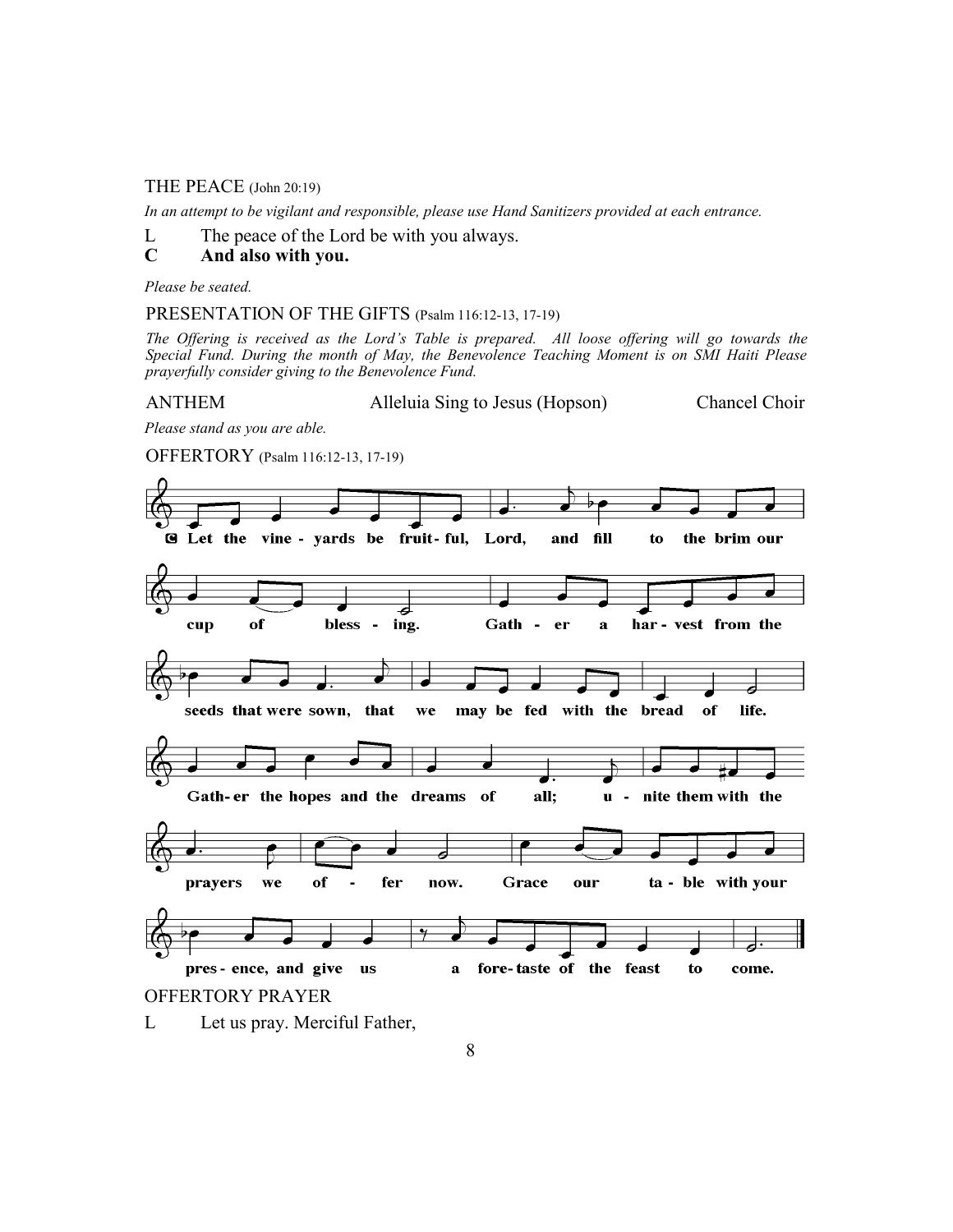THE PEACE (John 20:19)

*In an attempt to be vigilant and responsible, please use Hand Sanitizers provided at each entrance.*

L The peace of the Lord be with you always.

**C And also with you.**

*Please be seated.*

PRESENTATION OF THE GIFTS (Psalm 116:12-13, 17-19)

*The Offering is received as the Lord's Table is prepared. All loose offering will go towards the Special Fund. During the month of May, the Benevolence Teaching Moment is on SMI Haiti Please prayerfully consider giving to the Benevolence Fund.*

ANTHEM Alleluia Sing to Jesus (Hopson) Chancel Choir

*Please stand as you are able.*

OFFERTORY (Psalm 116:12-13, 17-19)

**C Let the vine - yards be fruit - ful, Lord, and fill to the brim our cup of bless - ing. Gath - er a har - vest from the seeds that were sown, that we may be fed with the bread of life. Gath - er the hopes and the dreams of all; u - nite them with the prayers we of - fer now. Grace our ta - ble with your pres - ence, and give us a fore - taste of the feast to come.**

OFFERTORY PRAYER

L Let us pray. Merciful Father,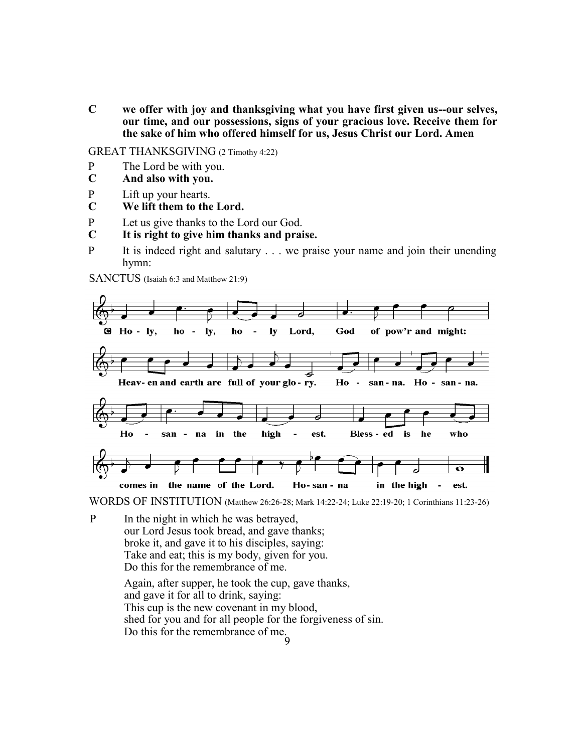**C** **we offer with joy and thanksgiving what you have first given us--our selves, our time, and our possessions, signs of your gracious love. Receive them for the sake of him who offered himself for us, Jesus Christ our Lord. Amen**

GREAT THANKSGIVING (2 Timothy 4:22)

P The Lord be with you.
**C** **And also with you.**

P Lift up your hearts.
**C** **We lift them to the Lord.**

P Let us give thanks to the Lord our God.
**C** **It is right to give him thanks and praise.**

P It is indeed right and salutary . . . we praise your name and join their unending hymn:

SANCTUS (Isaiah 6:3 and Matthew 21:9)

**C** **Ho - ly, ho - ly, ho - ly Lord, God of pow'r and might:**
**Heav- en and earth are full of your glo - ry. Ho - san - na. Ho - san - na.**
**Ho - san - na in the high - est. Bless - ed is he who**
**comes in the name of the Lord. Ho- san - na in the high - est.**

WORDS OF INSTITUTION (Matthew 26:26-28; Mark 14:22-24; Luke 22:19-20; 1 Corinthians 11:23-26)

P In the night in which he was betrayed,
our Lord Jesus took bread, and gave thanks;
broke it, and gave it to his disciples, saying:
Take and eat; this is my body, given for you.
Do this for the remembrance of me.

Again, after supper, he took the cup, gave thanks,
and gave it for all to drink, saying:
This cup is the new covenant in my blood,
shed for you and for all people for the forgiveness of sin.
Do this for the remembrance of me.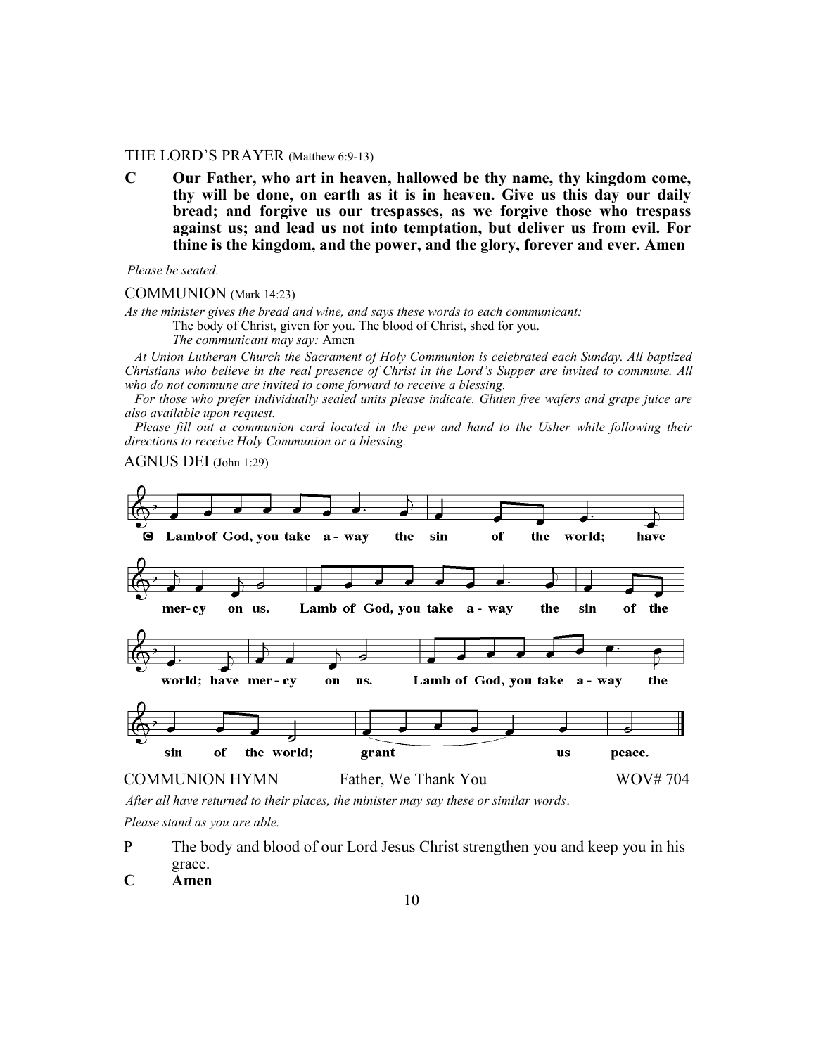THE LORD'S PRAYER (Matthew 6:9-13)

**C** **Our Father, who art in heaven, hallowed be thy name, thy kingdom come, thy will be done, on earth as it is in heaven. Give us this day our daily bread; and forgive us our trespasses, as we forgive those who trespass against us; and lead us not into temptation, but deliver us from evil. For thine is the kingdom, and the power, and the glory, forever and ever. Amen**

*Please be seated.*

COMMUNION (Mark 14:23)

*As the minister gives the bread and wine, and says these words to each communicant:*

The body of Christ, given for you. The blood of Christ, shed for you.

*The communicant may say:* Amen

*At Union Lutheran Church the Sacrament of Holy Communion is celebrated each Sunday. All baptized Christians who believe in the real presence of Christ in the Lord's Supper are invited to commune. All who do not commune are invited to come forward to receive a blessing.*

*For those who prefer individually sealed units please indicate. Gluten free wafers and grape juice are also available upon request.*

*Please fill out a communion card located in the pew and hand to the Usher while following their directions to receive Holy Communion or a blessing.*

AGNUS DEI (John 1:29)

**C** Lamb of God, you take a-way the sin of the world; have mer-cy on us. Lamb of God, you take a-way the sin of the world; have mer-cy on us. Lamb of God, you take a-way the sin of the world; grant us peace.

COMMUNION HYMN Father, We Thank You WOV# 704

*After all have returned to their places, the minister may say these or similar words.*

*Please stand as you are able.*

**P** The body and blood of our Lord Jesus Christ strengthen you and keep you in his grace.

**C** **Amen**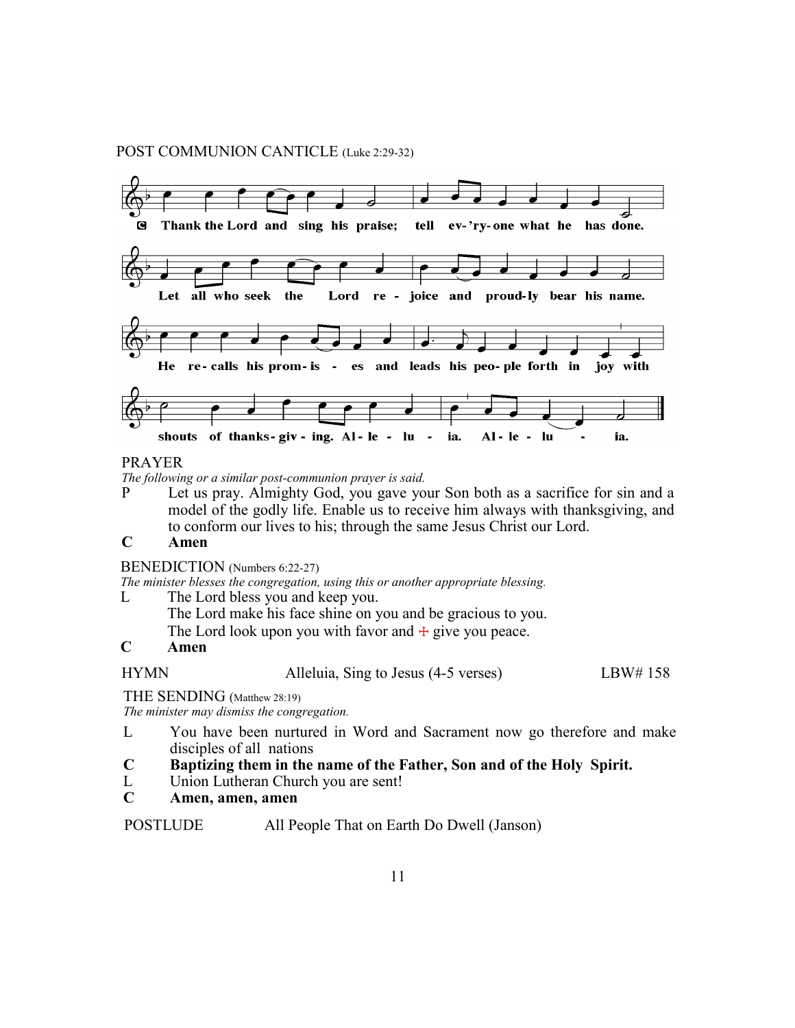POST COMMUNION CANTICLE (Luke 2:29-32)

**C** Thank the Lord and sing his praise; tell ev-'ry-one what he has done.
Let all who seek the Lord re - joice and proud-ly bear his name.
He re-calls his prom-is - es and leads his peo-ple forth in joy with
shouts of thanks-giv - ing. Al-le - lu - ia. Al-le - lu - ia.

PRAYER

*The following or a similar post-communion prayer is said.*

P Let us pray. Almighty God, you gave your Son both as a sacrifice for sin and a model of the godly life. Enable us to receive him always with thanksgiving, and to conform our lives to his; through the same Jesus Christ our Lord.

**C Amen**

BENEDICTION (Numbers 6:22-27)

*The minister blesses the congregation, using this or another appropriate blessing.*

L The Lord bless you and keep you.
The Lord make his face shine on you and be gracious to you.
The Lord look upon you with favor and ☩ give you peace.

**C Amen**

HYMN Alleluia, Sing to Jesus (4-5 verses) LBW# 158

THE SENDING (Matthew 28:19)

*The minister may dismiss the congregation.*

L You have been nurtured in Word and Sacrament now go therefore and make disciples of all nations

**C Baptizing them in the name of the Father, Son and of the Holy Spirit.**

L Union Lutheran Church you are sent!

**C Amen, amen, amen**

POSTLUDE All People That on Earth Do Dwell (Janson)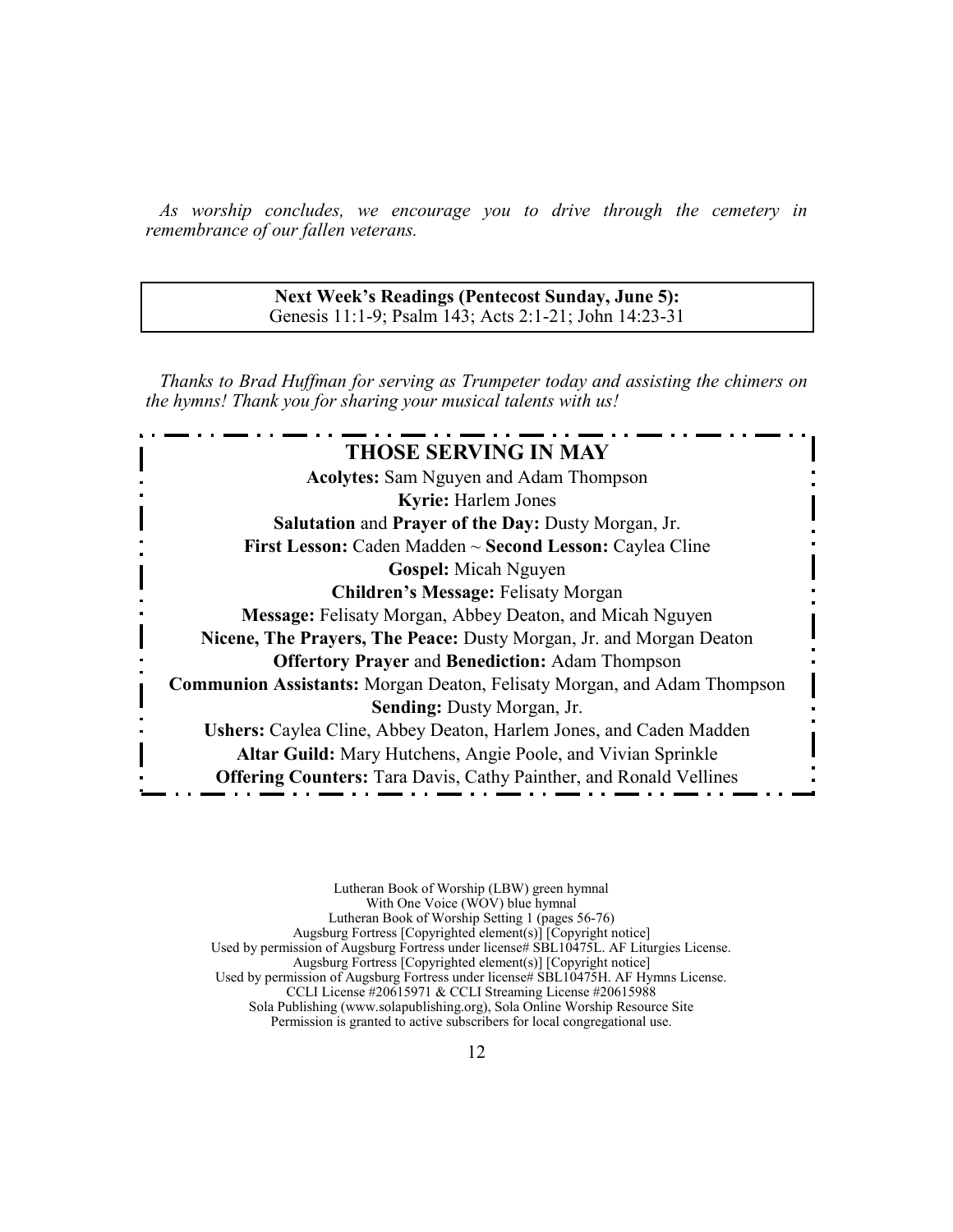*As worship concludes, we encourage you to drive through the cemetery in remembrance of our fallen veterans.*

**Next Week's Readings (Pentecost Sunday, June 5):**
Genesis 11:1-9; Psalm 143; Acts 2:1-21; John 14:23-31

*Thanks to Brad Huffman for serving as Trumpeter today and assisting the chimers on the hymns! Thank you for sharing your musical talents with us!*

## THOSE SERVING IN MAY

**Acolytes:** Sam Nguyen and Adam Thompson
**Kyrie:** Harlem Jones
**Salutation** and **Prayer of the Day:** Dusty Morgan, Jr.
**First Lesson:** Caden Madden ~ **Second Lesson:** Caylea Cline
**Gospel:** Micah Nguyen
**Children's Message:** Felisaty Morgan
**Message:** Felisaty Morgan, Abbey Deaton, and Micah Nguyen
**Nicene, The Prayers, The Peace:** Dusty Morgan, Jr. and Morgan Deaton
**Offertory Prayer** and **Benediction:** Adam Thompson
**Communion Assistants:** Morgan Deaton, Felisaty Morgan, and Adam Thompson
**Sending:** Dusty Morgan, Jr.
**Ushers:** Caylea Cline, Abbey Deaton, Harlem Jones, and Caden Madden
**Altar Guild:** Mary Hutchens, Angie Poole, and Vivian Sprinkle
**Offering Counters:** Tara Davis, Cathy Painther, and Ronald Vellines

Lutheran Book of Worship (LBW) green hymnal
With One Voice (WOV) blue hymnal
Lutheran Book of Worship Setting 1 (pages 56-76)
Augsburg Fortress [Copyrighted element(s)] [Copyright notice]
Used by permission of Augsburg Fortress under license# SBL10475L. AF Liturgies License.
Augsburg Fortress [Copyrighted element(s)] [Copyright notice]
Used by permission of Augsburg Fortress under license# SBL10475H. AF Hymns License.
CCLI License #20615971 & CCLI Streaming License #20615988
Sola Publishing (www.solapublishing.org), Sola Online Worship Resource Site
Permission is granted to active subscribers for local congregational use.